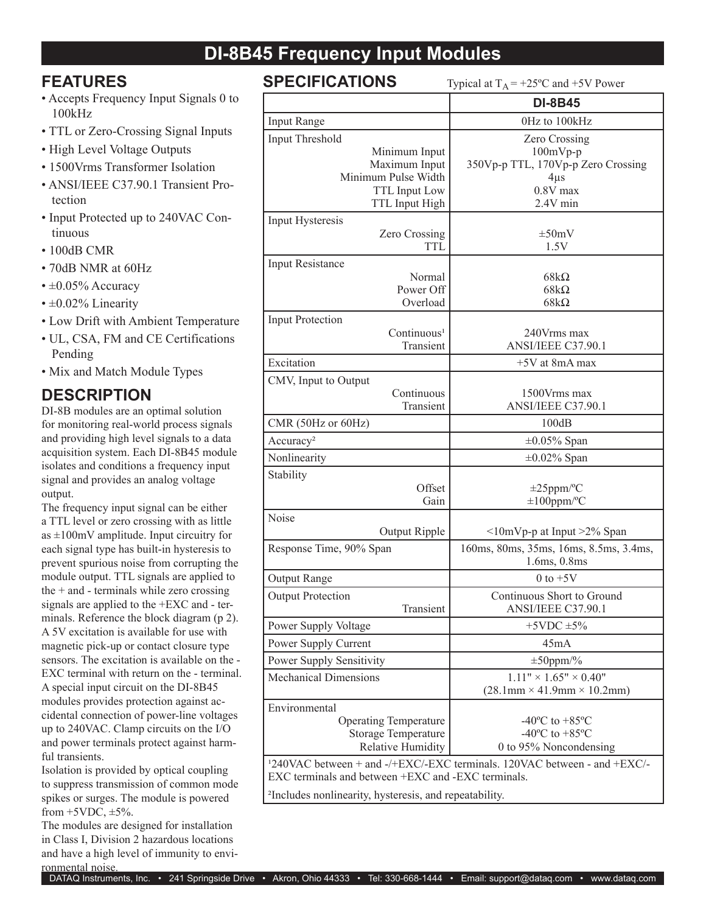# DI-8B45 Frequency Input Modules

## FEATURES

- Accepts Frequency Input Signals 0 to 100kHz
- TTL or Zero-Crossing Signal Inputs
- High Level Voltage Outputs
- 1500Vrms Transformer Isolation
- ANSI/IEEE C37.90.1 Transient Protection
- Input Protected up to 240VAC Continuous
- 100dB CMR
- 70dB NMR at 60Hz
- ±0.05% Accuracy
- ±0.02% Linearity
- Low Drift with Ambient Temperature
- UL, CSA, FM and CE Certifications Pending
- Mix and Match Module Types

## DESCRIPTION

DI-8B modules are an optimal solution for monitoring real-world process signals and providing high level signals to a data acquisition system. Each DI-8B45 module isolates and conditions a frequency input signal and provides an analog voltage output.

The frequency input signal can be either a TTL level or zero crossing with as little as ±100mV amplitude. Input circuitry for each signal type has built-in hysteresis to prevent spurious noise from corrupting the module output. TTL signals are applied to the + and - terminals while zero crossing signals are applied to the +EXC and - terminals. Reference the block diagram (p 2).

A 5V excitation is available for use with magnetic pick-up or contact closure type sensors. The excitation is available on the -EXC terminal with return on the - terminal.

A special input circuit on the DI-8B45 modules provides protection against accidental connection of power-line voltages up to 240VAC. Clamp circuits on the I/O and power terminals protect against harmful transients.

Isolation is provided by optical coupling to suppress transmission of common mode spikes or surges. The module is powered from +5VDC, ±5%.

The modules are designed for installation in Class I, Division 2 hazardous locations and have a high level of immunity to environmental noise.

## SPECIFICATIONS

Typical at $T_A$ = +25ºC and +5V Power

| | DI-8B45 |
|---|---|
| Input Range | 0Hz to 100kHz |
| Input Threshold | Zero Crossing |
| Minimum Input | 100mVp-p |
| Maximum Input | 350Vp-p TTL, 170Vp-p Zero Crossing |
| Minimum Pulse Width | 4μs |
| TTL Input Low | 0.8V max |
| TTL Input High | 2.4V min |
| Input Hysteresis | |
| Zero Crossing | ±50mV |
| TTL | 1.5V |
| Input Resistance | |
| Normal | 68kΩ |
| Power Off | 68kΩ |
| Overload | 68kΩ |
| Input Protection | |
| Continuous[1] | 240Vrms max |
| Transient | ANSI/IEEE C37.90.1 |
| Excitation | +5V at 8mA max |
| CMV, Input to Output | |
| Continuous | 1500Vrms max |
| Transient | ANSI/IEEE C37.90.1 |
| CMR (50Hz or 60Hz) | 100dB |
| Accuracy[2] | ±0.05% Span |
| Nonlinearity | ±0.02% Span |
| Stability | |
| Offset | ±25ppm/ºC |
| Gain | ±100ppm/ºC |
| Noise | |
| Output Ripple | <10mVp-p at Input >2% Span |
| Response Time, 90% Span | 160ms, 80ms, 35ms, 16ms, 8.5ms, 3.4ms, 1.6ms, 0.8ms |
| Output Range | 0 to +5V |
| Output Protection | Continuous Short to Ground |
| Transient | ANSI/IEEE C37.90.1 |
| Power Supply Voltage | +5VDC ±5% |
| Power Supply Current | 45mA |
| Power Supply Sensitivity | ±50ppm/% |
| Mechanical Dimensions | 1.11" × 1.65" × 0.40" (28.1mm × 41.9mm × 10.2mm) |
| Environmental | |
| Operating Temperature | -40ºC to +85ºC |
| Storage Temperature | -40ºC to +85ºC |
| Relative Humidity | 0 to 95% Noncondensing |

[1]240VAC between + and -/+EXC/-EXC terminals. 120VAC between - and +EXC/-EXC terminals and between +EXC and -EXC terminals.

[2]Includes nonlinearity, hysteresis, and repeatability.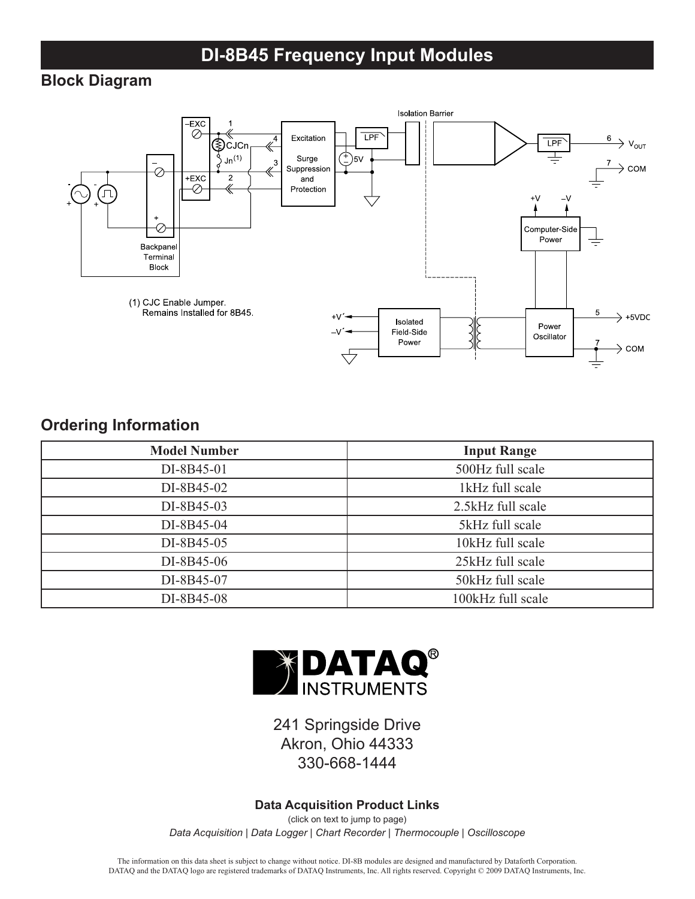# DI-8B45 Frequency Input Modules

## Block Diagram

–EXC
1
CJCn
Jn(1)
4
3
+EXC
2
Backpanel Terminal Block
Excitation
Surge Suppression and Protection
LPF
5V
Isolation Barrier
LPF
6 $V_{OUT}$
7 COM
+V –V
Computer-Side Power
+V´
–V´
Isolated Field-Side Power
Power Oscillator
5 +5VDC
7 COM

(1) CJC Enable Jumper. Remains Installed for 8B45.

## Ordering Information

| Model Number | Input Range |
|---|---|
| DI-8B45-01 | 500Hz full scale |
| DI-8B45-02 | 1kHz full scale |
| DI-8B45-03 | 2.5kHz full scale |
| DI-8B45-04 | 5kHz full scale |
| DI-8B45-05 | 10kHz full scale |
| DI-8B45-06 | 25kHz full scale |
| DI-8B45-07 | 50kHz full scale |
| DI-8B45-08 | 100kHz full scale |

DATAQ® INSTRUMENTS

241 Springside Drive
Akron, Ohio 44333
330-668-1444

**Data Acquisition Product Links**

(click on text to jump to page)

*Data Acquisition | Data Logger | Chart Recorder | Thermocouple | Oscilloscope*

The information on this data sheet is subject to change without notice. DI-8B modules are designed and manufactured by Dataforth Corporation. DATAQ and the DATAQ logo are registered trademarks of DATAQ Instruments, Inc. All rights reserved. Copyright © 2009 DATAQ Instruments, Inc.